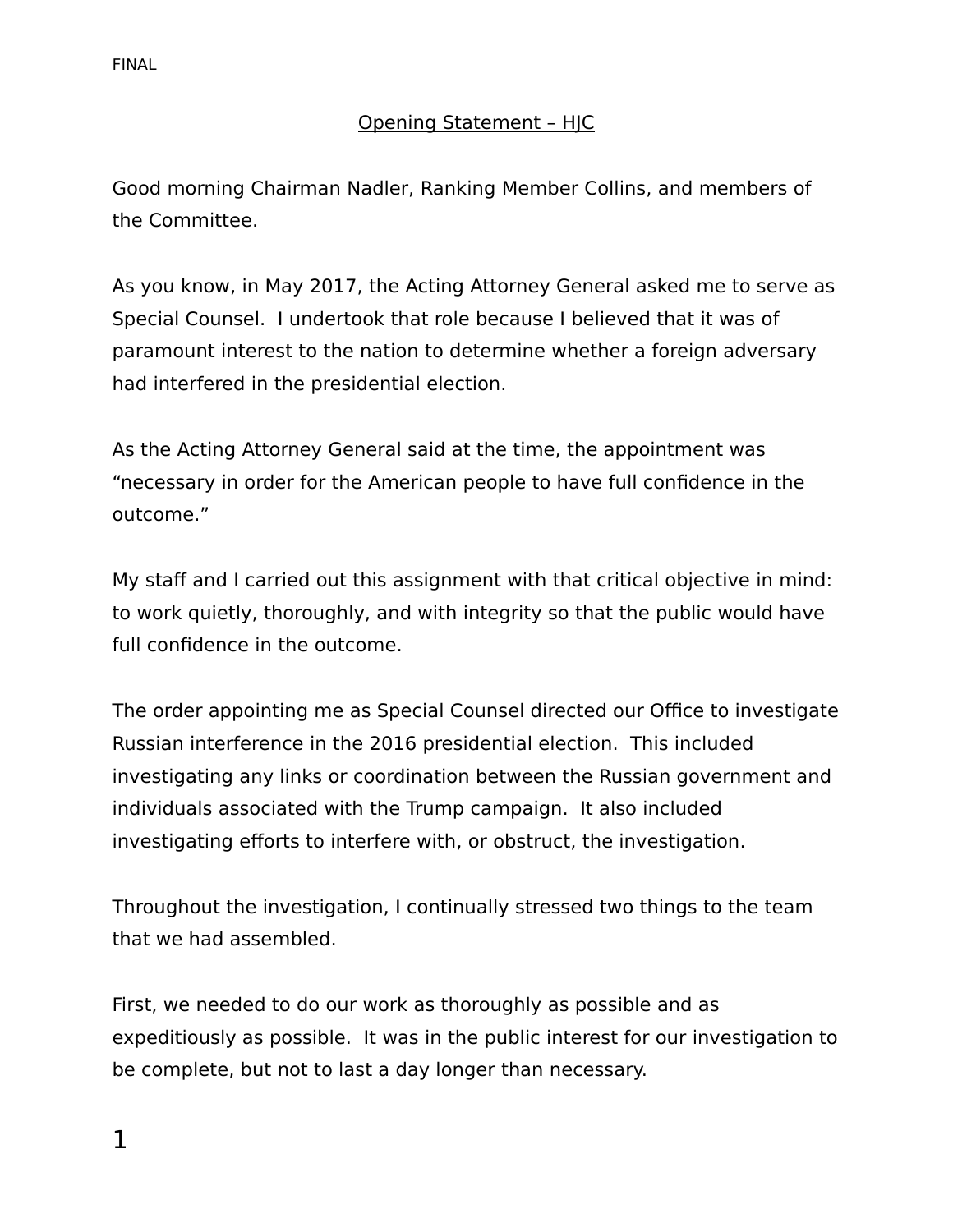FINAL

## Opening Statement – HJC

Good morning Chairman Nadler, Ranking Member Collins, and members of the Committee.

As you know, in May 2017, the Acting Attorney General asked me to serve as Special Counsel. I undertook that role because I believed that it was of paramount interest to the nation to determine whether a foreign adversary had interfered in the presidential election.

As the Acting Attorney General said at the time, the appointment was "necessary in order for the American people to have full confidence in the outcome."

My staff and I carried out this assignment with that critical objective in mind: to work quietly, thoroughly, and with integrity so that the public would have full confidence in the outcome.

The order appointing me as Special Counsel directed our Office to investigate Russian interference in the 2016 presidential election. This included investigating any links or coordination between the Russian government and individuals associated with the Trump campaign. It also included investigating efforts to interfere with, or obstruct, the investigation.

Throughout the investigation, I continually stressed two things to the team that we had assembled.

First, we needed to do our work as thoroughly as possible and as expeditiously as possible. It was in the public interest for our investigation to be complete, but not to last a day longer than necessary.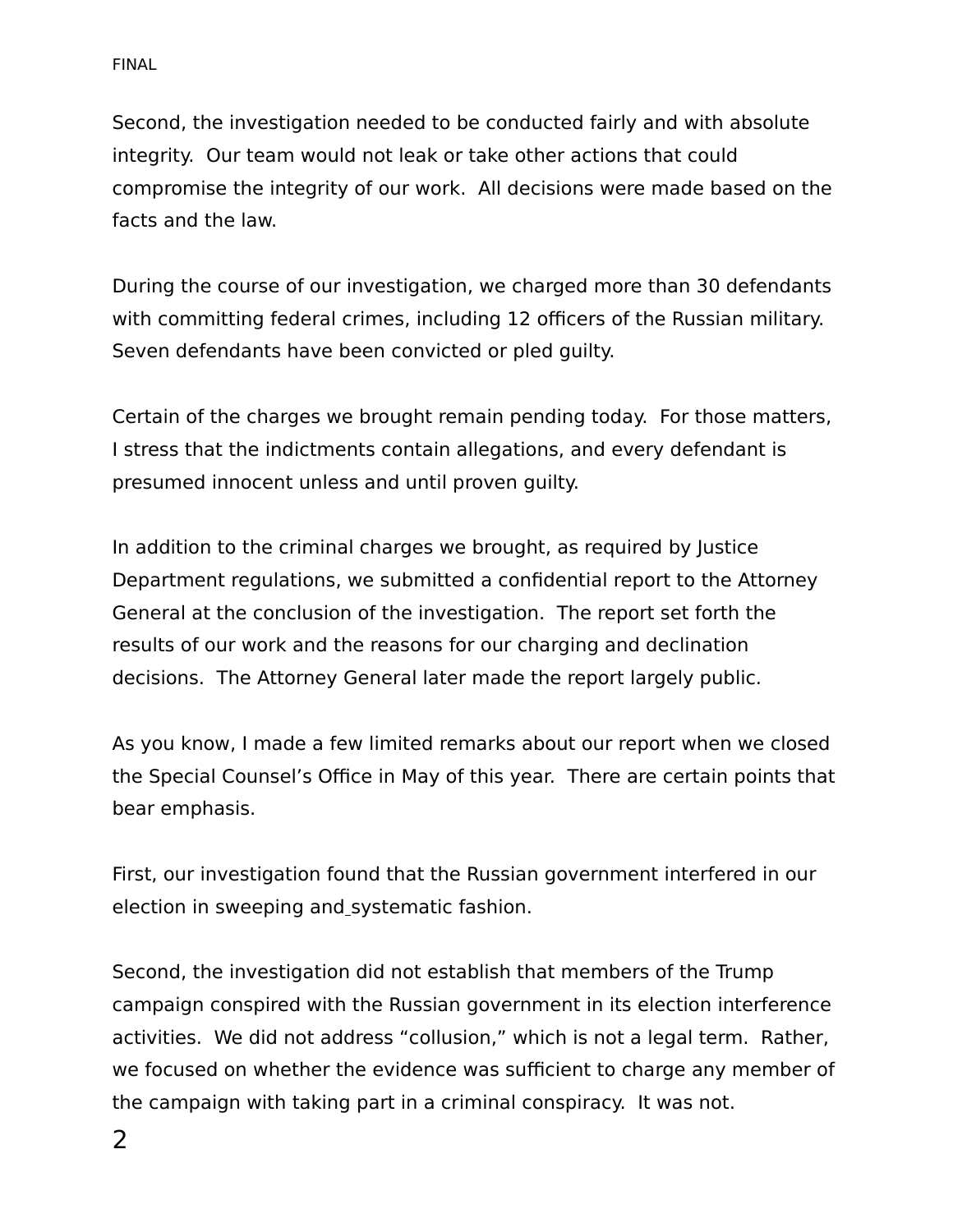Second, the investigation needed to be conducted fairly and with absolute integrity. Our team would not leak or take other actions that could compromise the integrity of our work. All decisions were made based on the facts and the law.

During the course of our investigation, we charged more than 30 defendants with committing federal crimes, including 12 officers of the Russian military. Seven defendants have been convicted or pled guilty.

Certain of the charges we brought remain pending today. For those matters, I stress that the indictments contain allegations, and every defendant is presumed innocent unless and until proven guilty.

In addition to the criminal charges we brought, as required by Justice Department regulations, we submitted a confidential report to the Attorney General at the conclusion of the investigation. The report set forth the results of our work and the reasons for our charging and declination decisions. The Attorney General later made the report largely public.

As you know, I made a few limited remarks about our report when we closed the Special Counsel's Office in May of this year. There are certain points that bear emphasis.

First, our investigation found that the Russian government interfered in our election in sweeping and systematic fashion.

Second, the investigation did not establish that members of the Trump campaign conspired with the Russian government in its election interference activities. We did not address "collusion," which is not a legal term. Rather, we focused on whether the evidence was sufficient to charge any member of the campaign with taking part in a criminal conspiracy. It was not.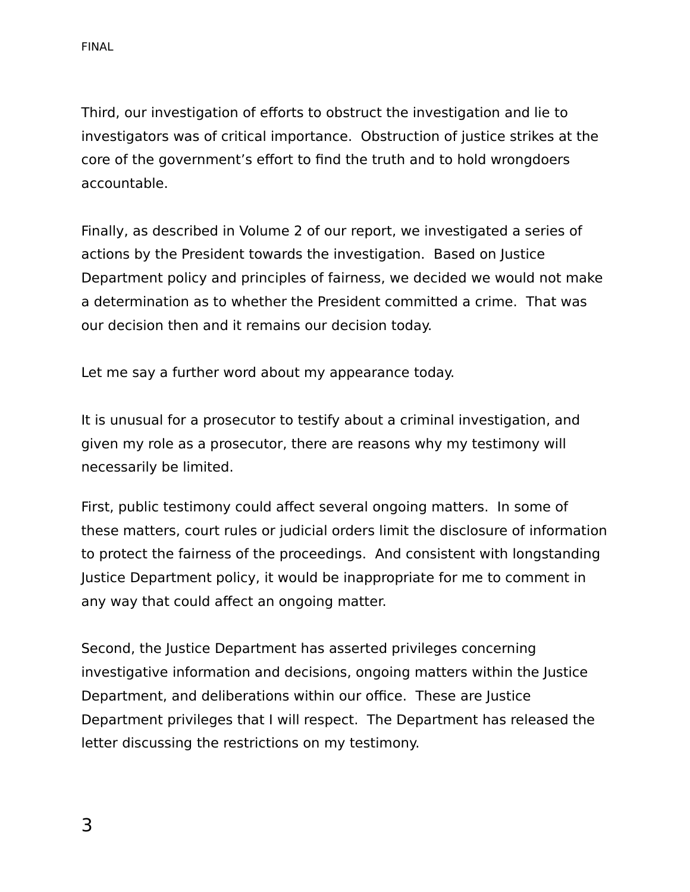Third, our investigation of efforts to obstruct the investigation and lie to investigators was of critical importance. Obstruction of justice strikes at the core of the government's effort to find the truth and to hold wrongdoers accountable.

Finally, as described in Volume 2 of our report, we investigated a series of actions by the President towards the investigation. Based on Justice Department policy and principles of fairness, we decided we would not make a determination as to whether the President committed a crime. That was our decision then and it remains our decision today.

Let me say a further word about my appearance today.

It is unusual for a prosecutor to testify about a criminal investigation, and given my role as a prosecutor, there are reasons why my testimony will necessarily be limited.

First, public testimony could affect several ongoing matters. In some of these matters, court rules or judicial orders limit the disclosure of information to protect the fairness of the proceedings. And consistent with longstanding Justice Department policy, it would be inappropriate for me to comment in any way that could affect an ongoing matter.

Second, the Justice Department has asserted privileges concerning investigative information and decisions, ongoing matters within the Justice Department, and deliberations within our office. These are Justice Department privileges that I will respect. The Department has released the letter discussing the restrictions on my testimony.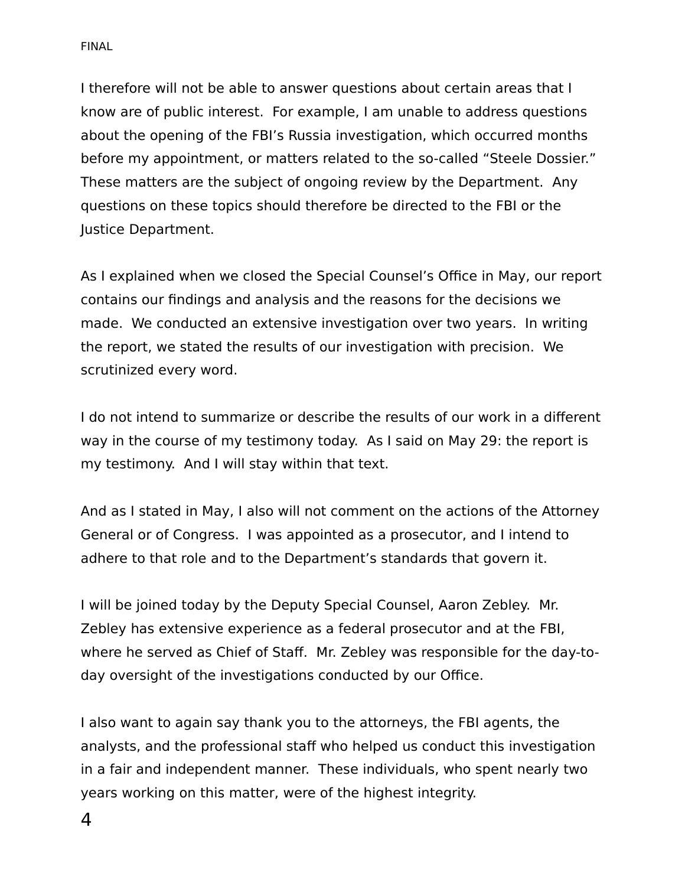I therefore will not be able to answer questions about certain areas that I know are of public interest. For example, I am unable to address questions about the opening of the FBI's Russia investigation, which occurred months before my appointment, or matters related to the so-called "Steele Dossier." These matters are the subject of ongoing review by the Department. Any questions on these topics should therefore be directed to the FBI or the Justice Department.

As I explained when we closed the Special Counsel's Office in May, our report contains our findings and analysis and the reasons for the decisions we made. We conducted an extensive investigation over two years. In writing the report, we stated the results of our investigation with precision. We scrutinized every word.

I do not intend to summarize or describe the results of our work in a different way in the course of my testimony today. As I said on May 29: the report is my testimony. And I will stay within that text.

And as I stated in May, I also will not comment on the actions of the Attorney General or of Congress. I was appointed as a prosecutor, and I intend to adhere to that role and to the Department's standards that govern it.

I will be joined today by the Deputy Special Counsel, Aaron Zebley. Mr. Zebley has extensive experience as a federal prosecutor and at the FBI, where he served as Chief of Staff. Mr. Zebley was responsible for the day-to-day oversight of the investigations conducted by our Office.

I also want to again say thank you to the attorneys, the FBI agents, the analysts, and the professional staff who helped us conduct this investigation in a fair and independent manner. These individuals, who spent nearly two years working on this matter, were of the highest integrity.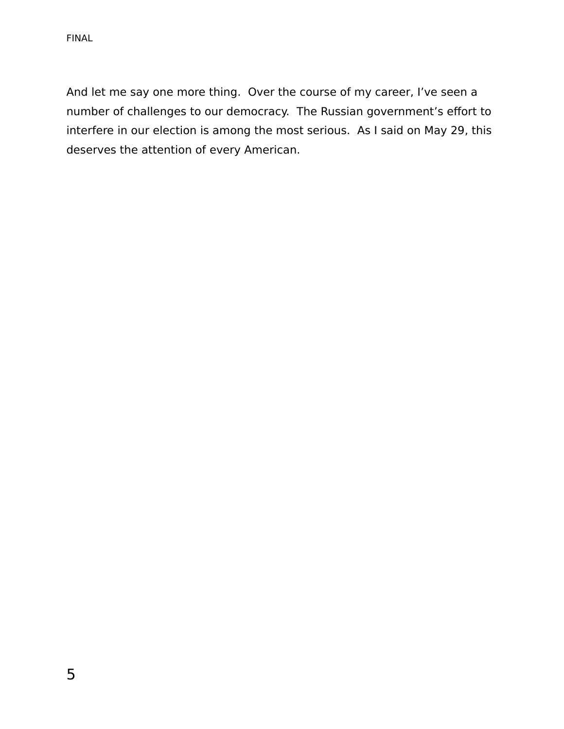And let me say one more thing.  Over the course of my career, I've seen a number of challenges to our democracy.  The Russian government's effort to interfere in our election is among the most serious.  As I said on May 29, this deserves the attention of every American.